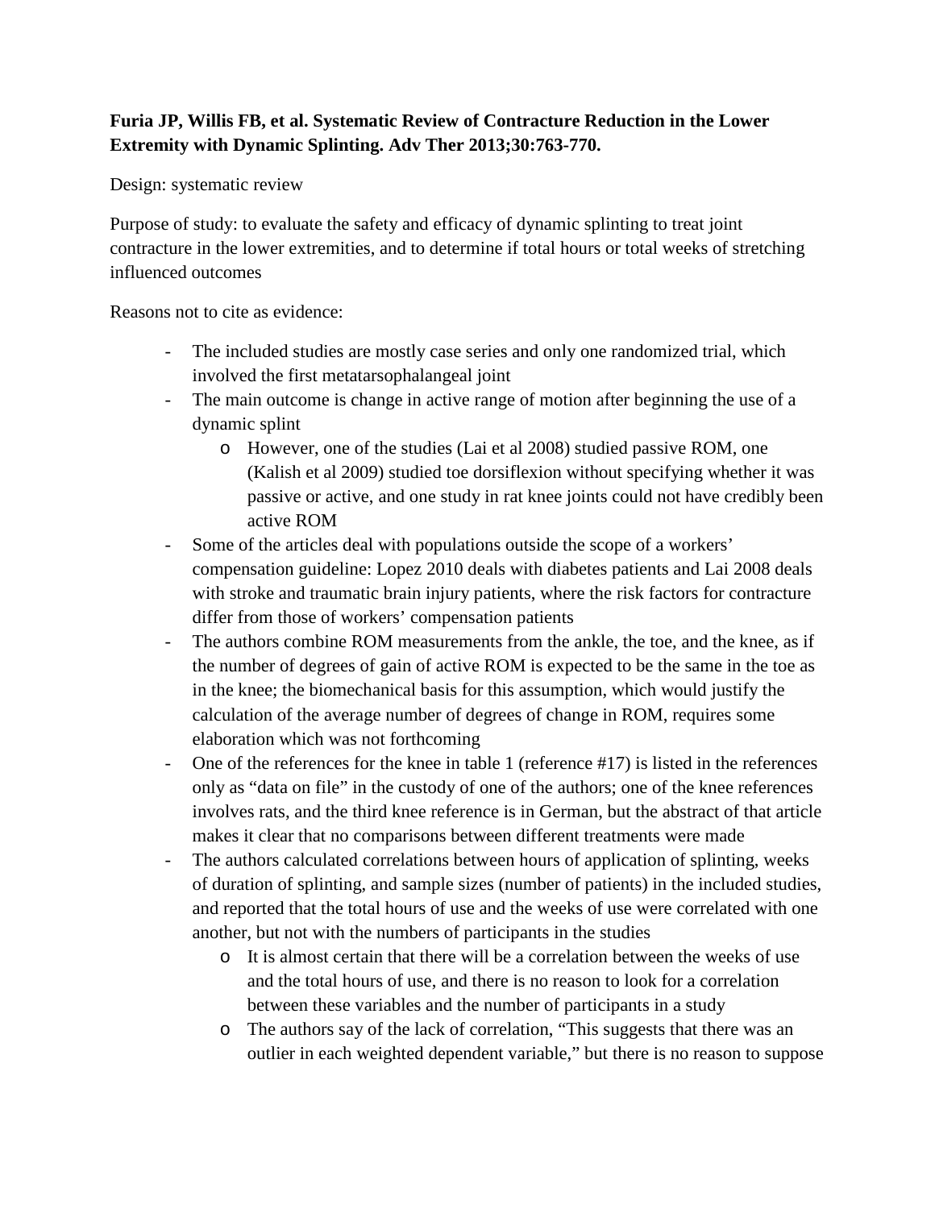**Furia JP, Willis FB, et al. Systematic Review of Contracture Reduction in the Lower Extremity with Dynamic Splinting. Adv Ther 2013;30:763-770.**

Design: systematic review

Purpose of study: to evaluate the safety and efficacy of dynamic splinting to treat joint contracture in the lower extremities, and to determine if total hours or total weeks of stretching influenced outcomes

Reasons not to cite as evidence:

- The included studies are mostly case series and only one randomized trial, which involved the first metatarsophalangeal joint
- The main outcome is change in active range of motion after beginning the use of a dynamic splint
  - However, one of the studies (Lai et al 2008) studied passive ROM, one (Kalish et al 2009) studied toe dorsiflexion without specifying whether it was passive or active, and one study in rat knee joints could not have credibly been active ROM
- Some of the articles deal with populations outside the scope of a workers' compensation guideline: Lopez 2010 deals with diabetes patients and Lai 2008 deals with stroke and traumatic brain injury patients, where the risk factors for contracture differ from those of workers' compensation patients
- The authors combine ROM measurements from the ankle, the toe, and the knee, as if the number of degrees of gain of active ROM is expected to be the same in the toe as in the knee; the biomechanical basis for this assumption, which would justify the calculation of the average number of degrees of change in ROM, requires some elaboration which was not forthcoming
- One of the references for the knee in table 1 (reference #17) is listed in the references only as "data on file" in the custody of one of the authors; one of the knee references involves rats, and the third knee reference is in German, but the abstract of that article makes it clear that no comparisons between different treatments were made
- The authors calculated correlations between hours of application of splinting, weeks of duration of splinting, and sample sizes (number of patients) in the included studies, and reported that the total hours of use and the weeks of use were correlated with one another, but not with the numbers of participants in the studies
  - It is almost certain that there will be a correlation between the weeks of use and the total hours of use, and there is no reason to look for a correlation between these variables and the number of participants in a study
  - The authors say of the lack of correlation, "This suggests that there was an outlier in each weighted dependent variable," but there is no reason to suppose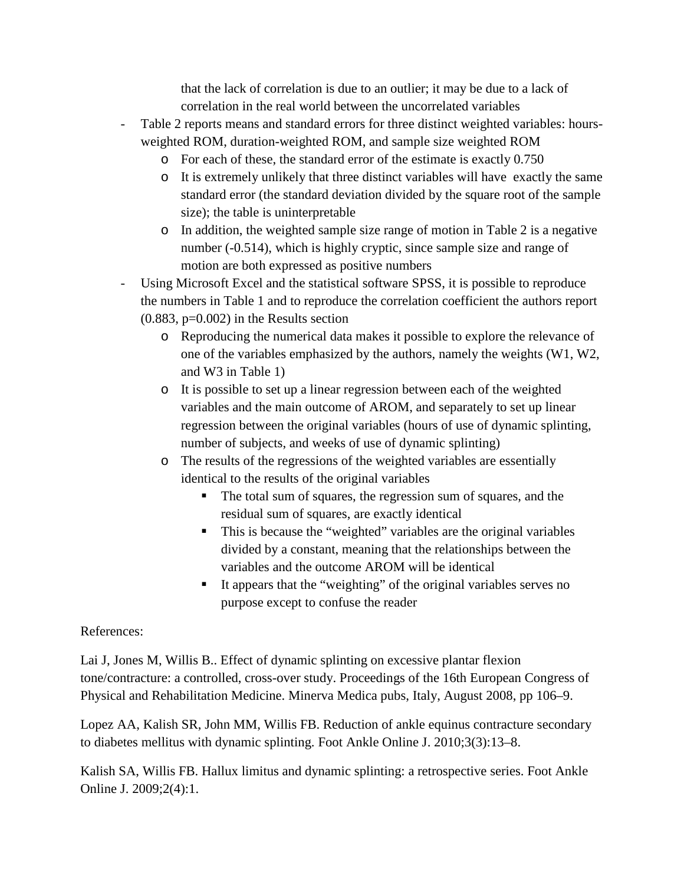- that the lack of correlation is due to an outlier; it may be due to a lack of correlation in the real world between the uncorrelated variables
- Table 2 reports means and standard errors for three distinct weighted variables: hours-weighted ROM, duration-weighted ROM, and sample size weighted ROM
    - For each of these, the standard error of the estimate is exactly 0.750
    - It is extremely unlikely that three distinct variables will have exactly the same standard error (the standard deviation divided by the square root of the sample size); the table is uninterpretable
    - In addition, the weighted sample size range of motion in Table 2 is a negative number (-0.514), which is highly cryptic, since sample size and range of motion are both expressed as positive numbers
- Using Microsoft Excel and the statistical software SPSS, it is possible to reproduce the numbers in Table 1 and to reproduce the correlation coefficient the authors report (0.883, $p=0.002$) in the Results section
    - Reproducing the numerical data makes it possible to explore the relevance of one of the variables emphasized by the authors, namely the weights (W1, W2, and W3 in Table 1)
    - It is possible to set up a linear regression between each of the weighted variables and the main outcome of AROM, and separately to set up linear regression between the original variables (hours of use of dynamic splinting, number of subjects, and weeks of use of dynamic splinting)
    - The results of the regressions of the weighted variables are essentially identical to the results of the original variables
        - The total sum of squares, the regression sum of squares, and the residual sum of squares, are exactly identical
        - This is because the "weighted" variables are the original variables divided by a constant, meaning that the relationships between the variables and the outcome AROM will be identical
        - It appears that the "weighting" of the original variables serves no purpose except to confuse the reader

References:

Lai J, Jones M, Willis B.. Effect of dynamic splinting on excessive plantar flexion tone/contracture: a controlled, cross-over study. Proceedings of the 16th European Congress of Physical and Rehabilitation Medicine. Minerva Medica pubs, Italy, August 2008, pp 106–9.

Lopez AA, Kalish SR, John MM, Willis FB. Reduction of ankle equinus contracture secondary to diabetes mellitus with dynamic splinting. Foot Ankle Online J. 2010;3(3):13–8.

Kalish SA, Willis FB. Hallux limitus and dynamic splinting: a retrospective series. Foot Ankle Online J. 2009;2(4):1.